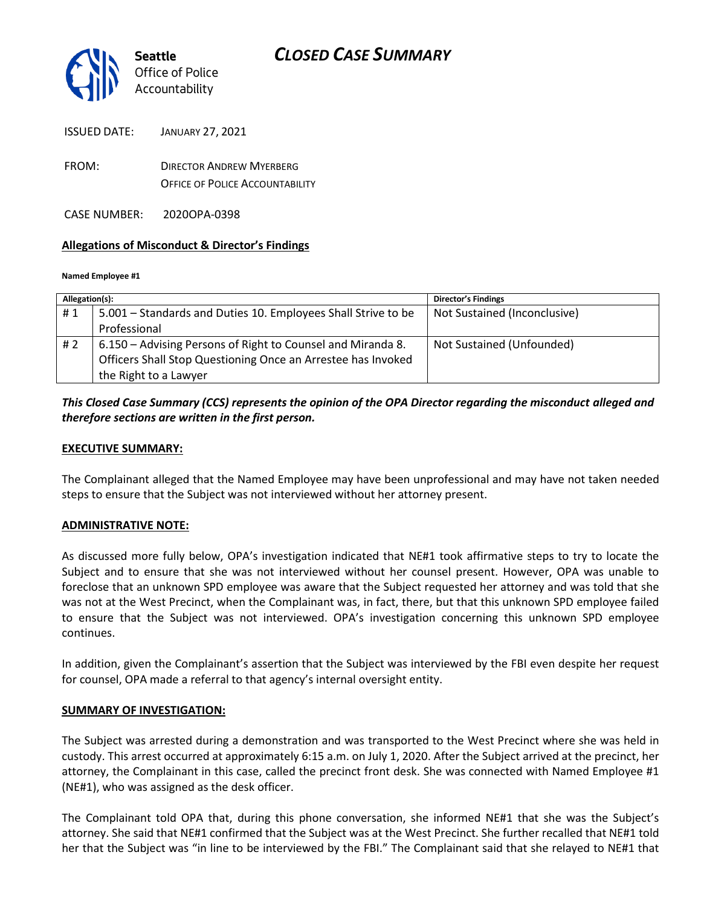Seattle
Office of Police
Accountability

# CLOSED CASE SUMMARY

ISSUED DATE: JANUARY 27, 2021

FROM: DIRECTOR ANDREW MYERBERG
OFFICE OF POLICE ACCOUNTABILITY

CASE NUMBER: 2020OPA-0398

## Allegations of Misconduct & Director's Findings

**Named Employee #1**

| Allegation(s): | | Director's Findings |
|---|---|---|
| # 1 | 5.001 – Standards and Duties 10. Employees Shall Strive to be Professional | Not Sustained (Inconclusive) |
| # 2 | 6.150 – Advising Persons of Right to Counsel and Miranda 8. Officers Shall Stop Questioning Once an Arrestee has Invoked the Right to a Lawyer | Not Sustained (Unfounded) |

***This Closed Case Summary (CCS) represents the opinion of the OPA Director regarding the misconduct alleged and therefore sections are written in the first person.***

**EXECUTIVE SUMMARY:**

The Complainant alleged that the Named Employee may have been unprofessional and may have not taken needed steps to ensure that the Subject was not interviewed without her attorney present.

**ADMINISTRATIVE NOTE:**

As discussed more fully below, OPA's investigation indicated that NE#1 took affirmative steps to try to locate the Subject and to ensure that she was not interviewed without her counsel present. However, OPA was unable to foreclose that an unknown SPD employee was aware that the Subject requested her attorney and was told that she was not at the West Precinct, when the Complainant was, in fact, there, but that this unknown SPD employee failed to ensure that the Subject was not interviewed. OPA's investigation concerning this unknown SPD employee continues.

In addition, given the Complainant's assertion that the Subject was interviewed by the FBI even despite her request for counsel, OPA made a referral to that agency's internal oversight entity.

**SUMMARY OF INVESTIGATION:**

The Subject was arrested during a demonstration and was transported to the West Precinct where she was held in custody. This arrest occurred at approximately 6:15 a.m. on July 1, 2020. After the Subject arrived at the precinct, her attorney, the Complainant in this case, called the precinct front desk. She was connected with Named Employee #1 (NE#1), who was assigned as the desk officer.

The Complainant told OPA that, during this phone conversation, she informed NE#1 that she was the Subject's attorney. She said that NE#1 confirmed that the Subject was at the West Precinct. She further recalled that NE#1 told her that the Subject was "in line to be interviewed by the FBI." The Complainant said that she relayed to NE#1 that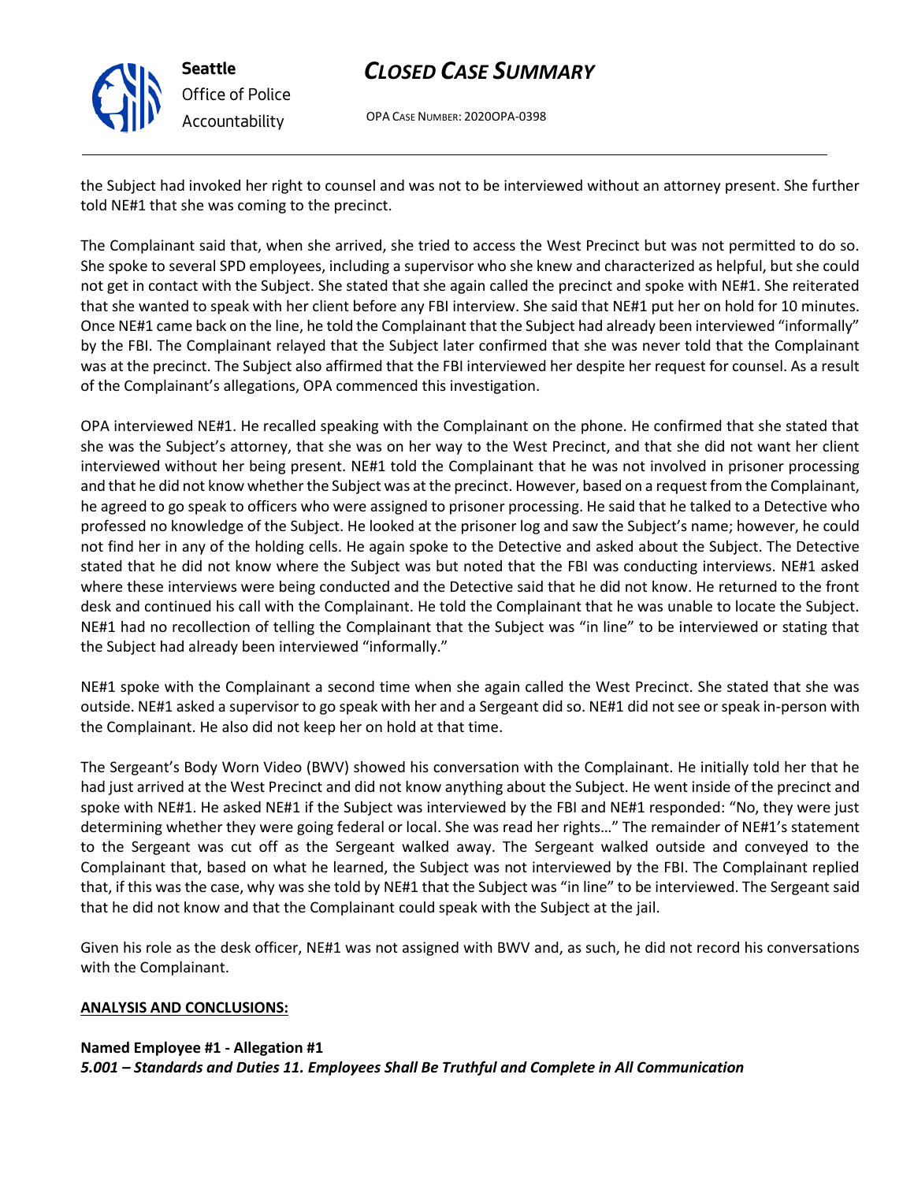the Subject had invoked her right to counsel and was not to be interviewed without an attorney present. She further told NE#1 that she was coming to the precinct.

The Complainant said that, when she arrived, she tried to access the West Precinct but was not permitted to do so. She spoke to several SPD employees, including a supervisor who she knew and characterized as helpful, but she could not get in contact with the Subject. She stated that she again called the precinct and spoke with NE#1. She reiterated that she wanted to speak with her client before any FBI interview. She said that NE#1 put her on hold for 10 minutes. Once NE#1 came back on the line, he told the Complainant that the Subject had already been interviewed "informally" by the FBI. The Complainant relayed that the Subject later confirmed that she was never told that the Complainant was at the precinct. The Subject also affirmed that the FBI interviewed her despite her request for counsel. As a result of the Complainant's allegations, OPA commenced this investigation.

OPA interviewed NE#1. He recalled speaking with the Complainant on the phone. He confirmed that she stated that she was the Subject's attorney, that she was on her way to the West Precinct, and that she did not want her client interviewed without her being present. NE#1 told the Complainant that he was not involved in prisoner processing and that he did not know whether the Subject was at the precinct. However, based on a request from the Complainant, he agreed to go speak to officers who were assigned to prisoner processing. He said that he talked to a Detective who professed no knowledge of the Subject. He looked at the prisoner log and saw the Subject's name; however, he could not find her in any of the holding cells. He again spoke to the Detective and asked about the Subject. The Detective stated that he did not know where the Subject was but noted that the FBI was conducting interviews. NE#1 asked where these interviews were being conducted and the Detective said that he did not know. He returned to the front desk and continued his call with the Complainant. He told the Complainant that he was unable to locate the Subject. NE#1 had no recollection of telling the Complainant that the Subject was "in line" to be interviewed or stating that the Subject had already been interviewed "informally."

NE#1 spoke with the Complainant a second time when she again called the West Precinct. She stated that she was outside. NE#1 asked a supervisor to go speak with her and a Sergeant did so. NE#1 did not see or speak in-person with the Complainant. He also did not keep her on hold at that time.

The Sergeant's Body Worn Video (BWV) showed his conversation with the Complainant. He initially told her that he had just arrived at the West Precinct and did not know anything about the Subject. He went inside of the precinct and spoke with NE#1. He asked NE#1 if the Subject was interviewed by the FBI and NE#1 responded: "No, they were just determining whether they were going federal or local. She was read her rights…" The remainder of NE#1's statement to the Sergeant was cut off as the Sergeant walked away. The Sergeant walked outside and conveyed to the Complainant that, based on what he learned, the Subject was not interviewed by the FBI. The Complainant replied that, if this was the case, why was she told by NE#1 that the Subject was "in line" to be interviewed. The Sergeant said that he did not know and that the Complainant could speak with the Subject at the jail.

Given his role as the desk officer, NE#1 was not assigned with BWV and, as such, he did not record his conversations with the Complainant.

**ANALYSIS AND CONCLUSIONS:**

**Named Employee #1 - Allegation #1**
***5.001 – Standards and Duties 11. Employees Shall Be Truthful and Complete in All Communication***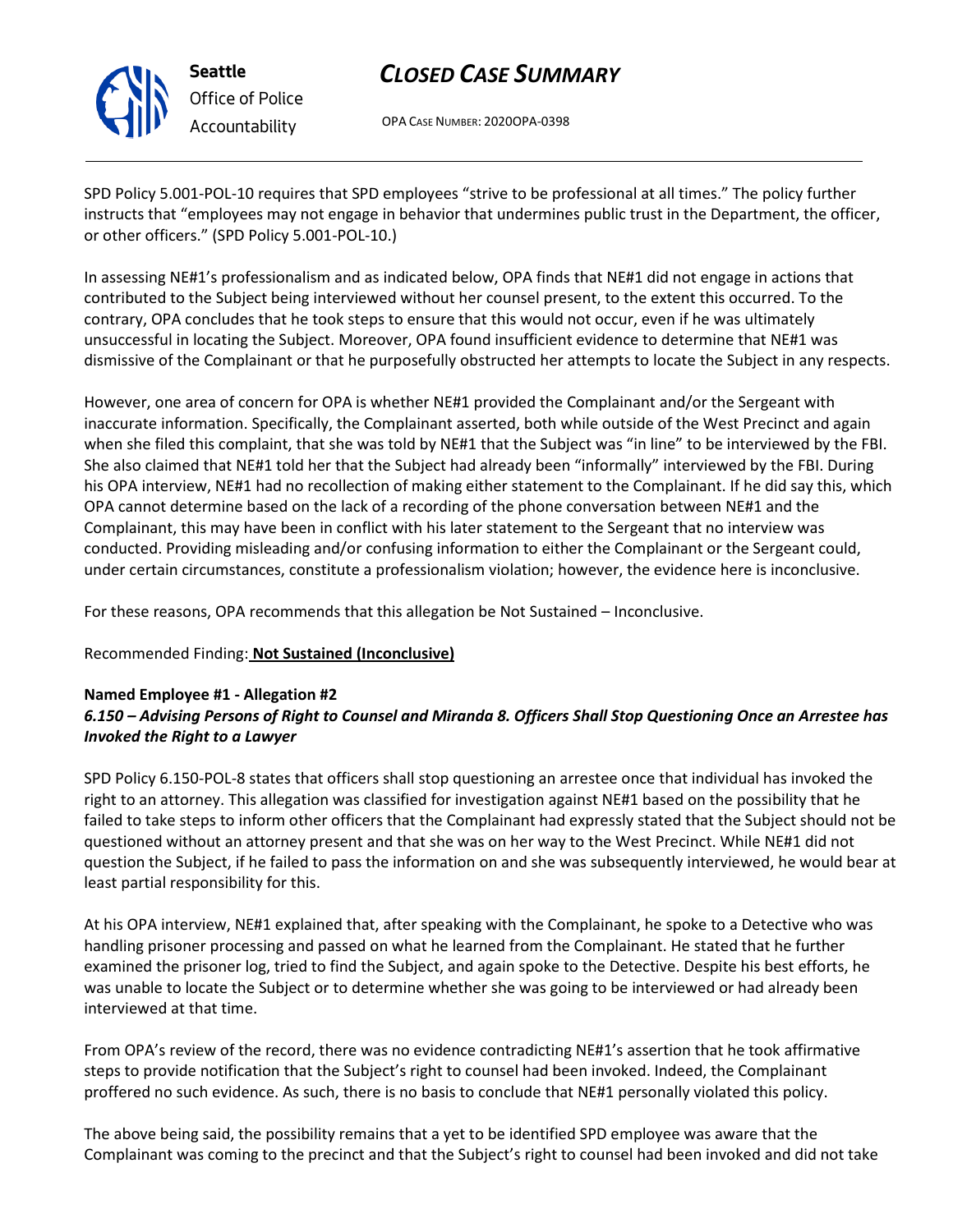SPD Policy 5.001-POL-10 requires that SPD employees "strive to be professional at all times." The policy further instructs that "employees may not engage in behavior that undermines public trust in the Department, the officer, or other officers." (SPD Policy 5.001-POL-10.)

In assessing NE#1's professionalism and as indicated below, OPA finds that NE#1 did not engage in actions that contributed to the Subject being interviewed without her counsel present, to the extent this occurred. To the contrary, OPA concludes that he took steps to ensure that this would not occur, even if he was ultimately unsuccessful in locating the Subject. Moreover, OPA found insufficient evidence to determine that NE#1 was dismissive of the Complainant or that he purposefully obstructed her attempts to locate the Subject in any respects.

However, one area of concern for OPA is whether NE#1 provided the Complainant and/or the Sergeant with inaccurate information. Specifically, the Complainant asserted, both while outside of the West Precinct and again when she filed this complaint, that she was told by NE#1 that the Subject was "in line" to be interviewed by the FBI. She also claimed that NE#1 told her that the Subject had already been "informally" interviewed by the FBI. During his OPA interview, NE#1 had no recollection of making either statement to the Complainant. If he did say this, which OPA cannot determine based on the lack of a recording of the phone conversation between NE#1 and the Complainant, this may have been in conflict with his later statement to the Sergeant that no interview was conducted. Providing misleading and/or confusing information to either the Complainant or the Sergeant could, under certain circumstances, constitute a professionalism violation; however, the evidence here is inconclusive.

For these reasons, OPA recommends that this allegation be Not Sustained – Inconclusive.

Recommended Finding: **Not Sustained (Inconclusive)**

**Named Employee #1 - Allegation #2**
***6.150 – Advising Persons of Right to Counsel and Miranda 8. Officers Shall Stop Questioning Once an Arrestee has Invoked the Right to a Lawyer***

SPD Policy 6.150-POL-8 states that officers shall stop questioning an arrestee once that individual has invoked the right to an attorney. This allegation was classified for investigation against NE#1 based on the possibility that he failed to take steps to inform other officers that the Complainant had expressly stated that the Subject should not be questioned without an attorney present and that she was on her way to the West Precinct. While NE#1 did not question the Subject, if he failed to pass the information on and she was subsequently interviewed, he would bear at least partial responsibility for this.

At his OPA interview, NE#1 explained that, after speaking with the Complainant, he spoke to a Detective who was handling prisoner processing and passed on what he learned from the Complainant. He stated that he further examined the prisoner log, tried to find the Subject, and again spoke to the Detective. Despite his best efforts, he was unable to locate the Subject or to determine whether she was going to be interviewed or had already been interviewed at that time.

From OPA's review of the record, there was no evidence contradicting NE#1's assertion that he took affirmative steps to provide notification that the Subject's right to counsel had been invoked. Indeed, the Complainant proffered no such evidence. As such, there is no basis to conclude that NE#1 personally violated this policy.

The above being said, the possibility remains that a yet to be identified SPD employee was aware that the Complainant was coming to the precinct and that the Subject's right to counsel had been invoked and did not take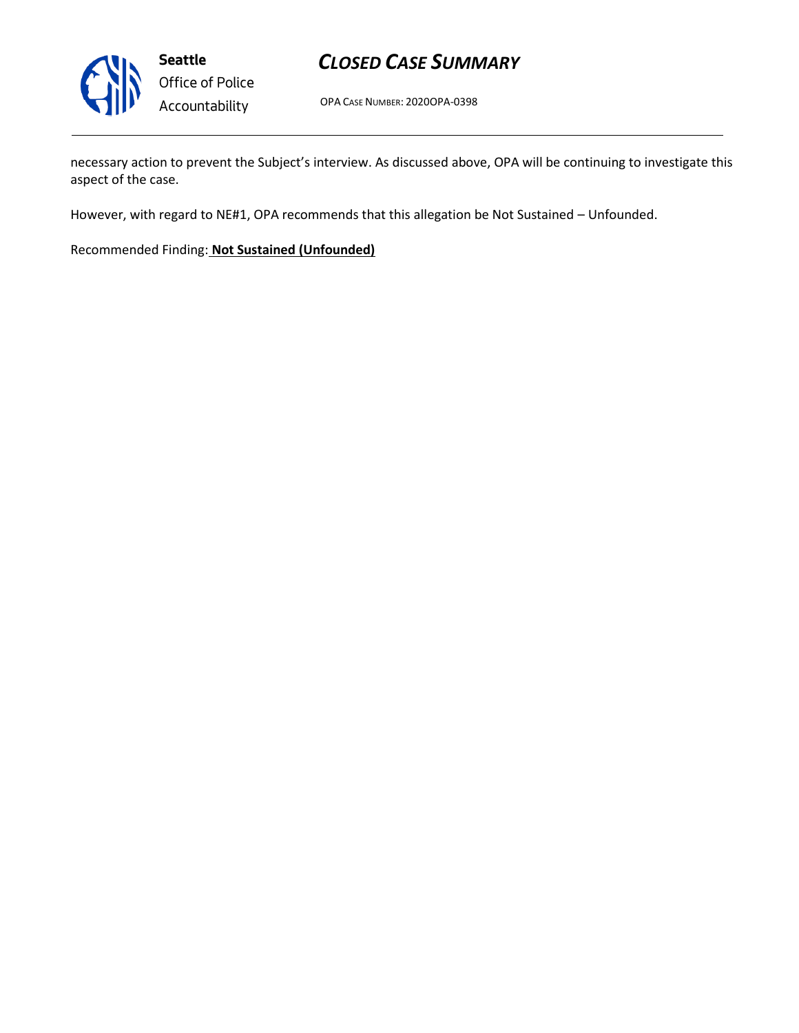necessary action to prevent the Subject's interview. As discussed above, OPA will be continuing to investigate this aspect of the case.

However, with regard to NE#1, OPA recommends that this allegation be Not Sustained – Unfounded.

Recommended Finding: **Not Sustained (Unfounded)**